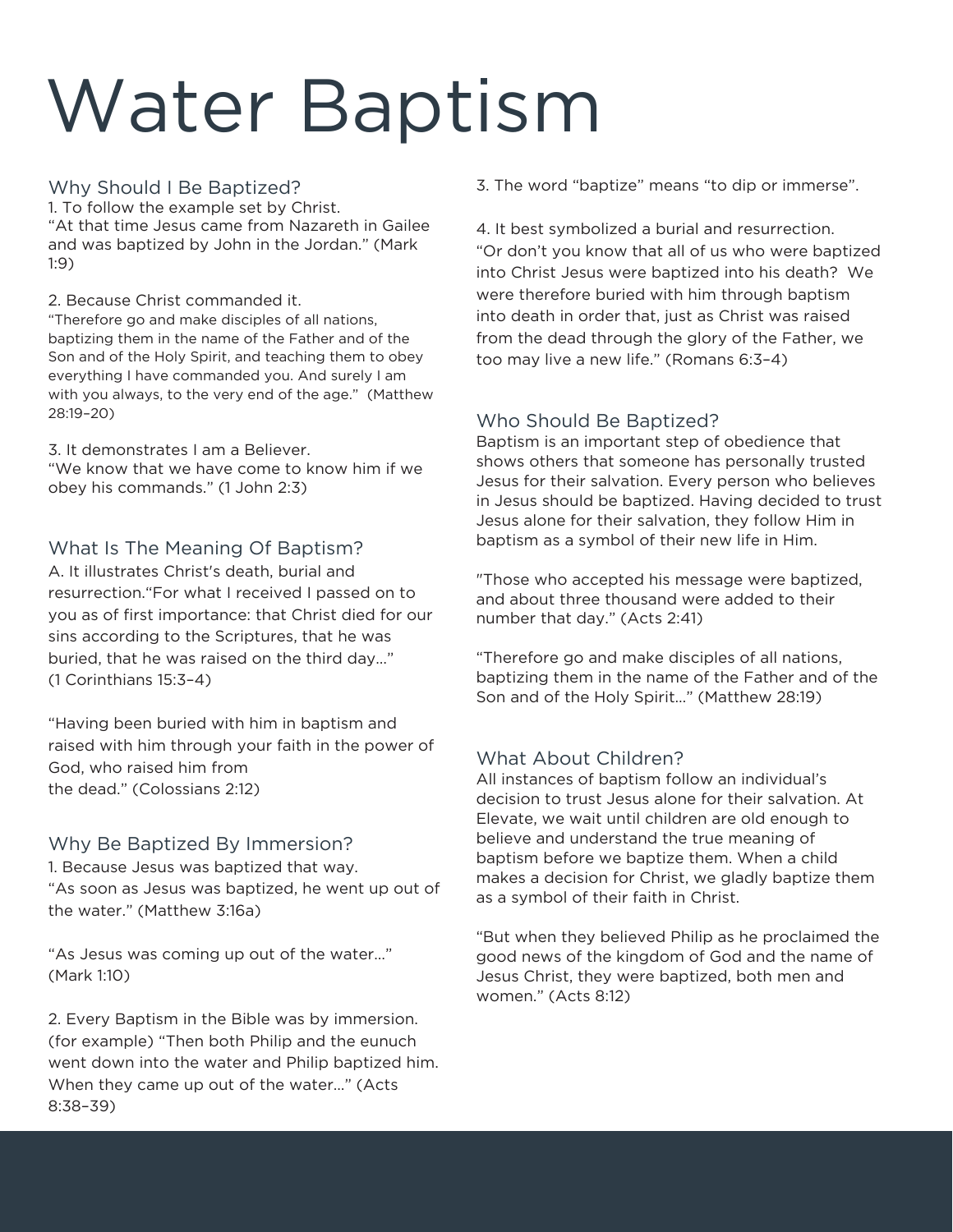# Water Baptism

## Why Should I Be Baptized?

1. To follow the example set by Christ.
"At that time Jesus came from Nazareth in Gailee and was baptized by John in the Jordan." (Mark 1:9)

2. Because Christ commanded it.
"Therefore go and make disciples of all nations, baptizing them in the name of the Father and of the Son and of the Holy Spirit, and teaching them to obey everything I have commanded you. And surely I am with you always, to the very end of the age." (Matthew 28:19–20)

3. It demonstrates I am a Believer.
"We know that we have come to know him if we obey his commands." (1 John 2:3)

## What Is The Meaning Of Baptism?

A. It illustrates Christ's death, burial and resurrection."For what I received I passed on to you as of first importance: that Christ died for our sins according to the Scriptures, that he was buried, that he was raised on the third day..." (1 Corinthians 15:3–4)

"Having been buried with him in baptism and raised with him through your faith in the power of God, who raised him from the dead." (Colossians 2:12)

## Why Be Baptized By Immersion?

1. Because Jesus was baptized that way.
"As soon as Jesus was baptized, he went up out of the water." (Matthew 3:16a)

"As Jesus was coming up out of the water..." (Mark 1:10)

2. Every Baptism in the Bible was by immersion. (for example) "Then both Philip and the eunuch went down into the water and Philip baptized him. When they came up out of the water..." (Acts 8:38–39)

3. The word "baptize" means "to dip or immerse".

4. It best symbolized a burial and resurrection.
"Or don't you know that all of us who were baptized into Christ Jesus were baptized into his death? We were therefore buried with him through baptism into death in order that, just as Christ was raised from the dead through the glory of the Father, we too may live a new life." (Romans 6:3–4)

## Who Should Be Baptized?

Baptism is an important step of obedience that shows others that someone has personally trusted Jesus for their salvation. Every person who believes in Jesus should be baptized. Having decided to trust Jesus alone for their salvation, they follow Him in baptism as a symbol of their new life in Him.

"Those who accepted his message were baptized, and about three thousand were added to their number that day." (Acts 2:41)

"Therefore go and make disciples of all nations, baptizing them in the name of the Father and of the Son and of the Holy Spirit..." (Matthew 28:19)

## What About Children?

All instances of baptism follow an individual's decision to trust Jesus alone for their salvation. At Elevate, we wait until children are old enough to believe and understand the true meaning of baptism before we baptize them. When a child makes a decision for Christ, we gladly baptize them as a symbol of their faith in Christ.

"But when they believed Philip as he proclaimed the good news of the kingdom of God and the name of Jesus Christ, they were baptized, both men and women." (Acts 8:12)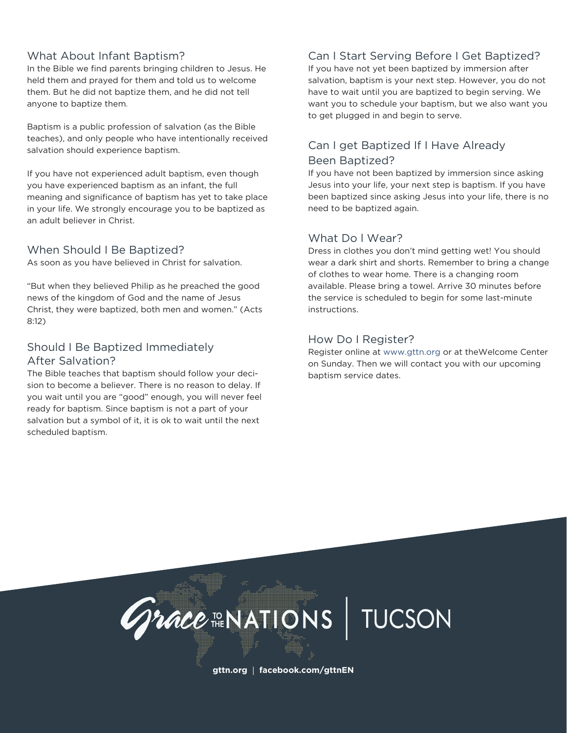## What About Infant Baptism?

In the Bible we find parents bringing children to Jesus. He held them and prayed for them and told us to welcome them. But he did not baptize them, and he did not tell anyone to baptize them.

Baptism is a public profession of salvation (as the Bible teaches), and only people who have intentionally received salvation should experience baptism.

If you have not experienced adult baptism, even though you have experienced baptism as an infant, the full meaning and significance of baptism has yet to take place in your life. We strongly encourage you to be baptized as an adult believer in Christ.

## When Should I Be Baptized?

As soon as you have believed in Christ for salvation.

"But when they believed Philip as he preached the good news of the kingdom of God and the name of Jesus Christ, they were baptized, both men and women." (Acts 8:12)

## Should I Be Baptized Immediately After Salvation?

The Bible teaches that baptism should follow your decision to become a believer. There is no reason to delay. If you wait until you are "good" enough, you will never feel ready for baptism. Since baptism is not a part of your salvation but a symbol of it, it is ok to wait until the next scheduled baptism.

## Can I Start Serving Before I Get Baptized?

If you have not yet been baptized by immersion after salvation, baptism is your next step. However, you do not have to wait until you are baptized to begin serving. We want you to schedule your baptism, but we also want you to get plugged in and begin to serve.

## Can I get Baptized If I Have Already Been Baptized?

If you have not been baptized by immersion since asking Jesus into your life, your next step is baptism. If you have been baptized since asking Jesus into your life, there is no need to be baptized again.

## What Do I Wear?

Dress in clothes you don't mind getting wet! You should wear a dark shirt and shorts. Remember to bring a change of clothes to wear home. There is a changing room available. Please bring a towel. Arrive 30 minutes before the service is scheduled to begin for some last-minute instructions.

## How Do I Register?

Register online at www.gttn.org or at theWelcome Center on Sunday. Then we will contact you with our upcoming baptism service dates.

Grace TO THE NATIONS | TUCSON

gttn.org | facebook.com/gttnEN